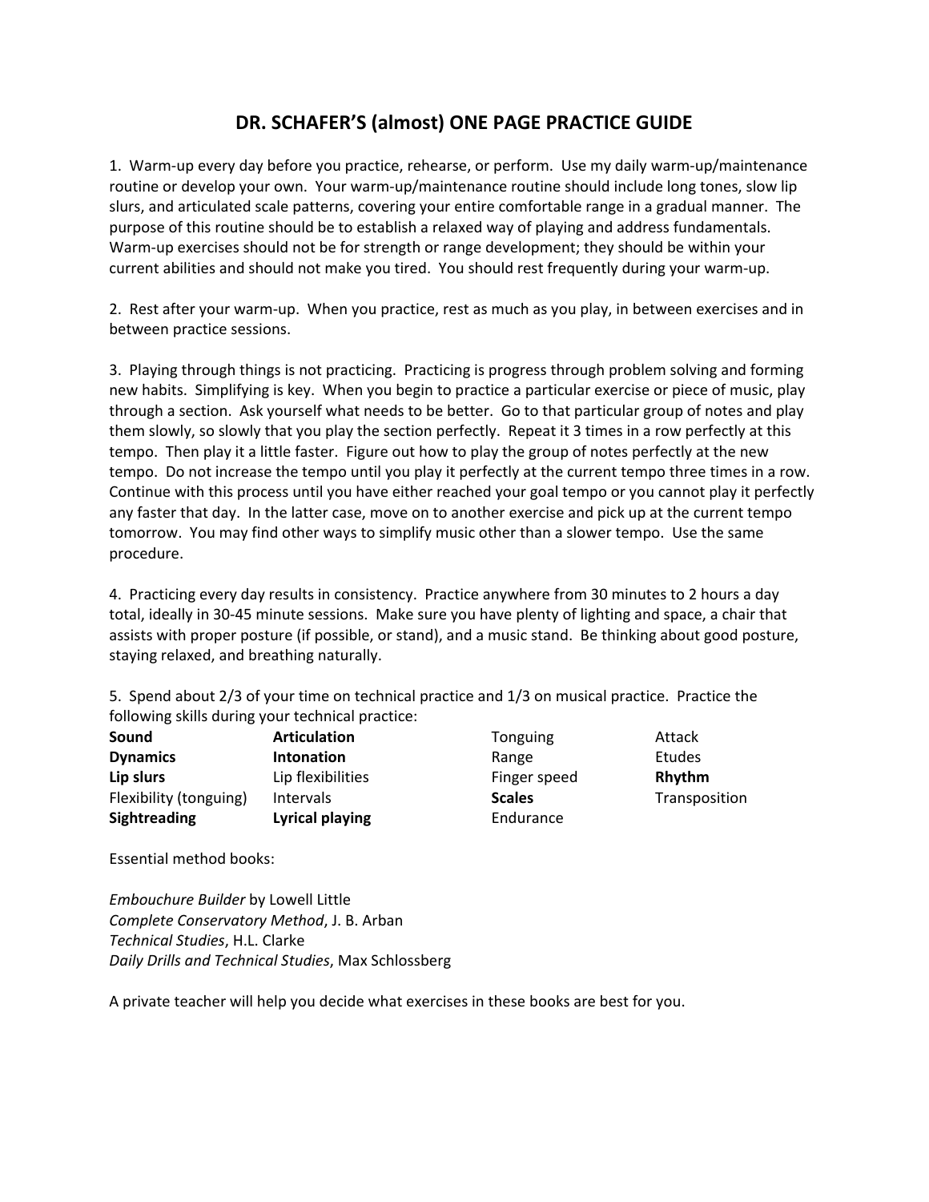# DR. SCHAFER'S (almost) ONE PAGE PRACTICE GUIDE

1. Warm-up every day before you practice, rehearse, or perform. Use my daily warm-up/maintenance routine or develop your own. Your warm-up/maintenance routine should include long tones, slow lip slurs, and articulated scale patterns, covering your entire comfortable range in a gradual manner. The purpose of this routine should be to establish a relaxed way of playing and address fundamentals. Warm-up exercises should not be for strength or range development; they should be within your current abilities and should not make you tired. You should rest frequently during your warm-up.

2. Rest after your warm-up. When you practice, rest as much as you play, in between exercises and in between practice sessions.

3. Playing through things is not practicing. Practicing is progress through problem solving and forming new habits. Simplifying is key. When you begin to practice a particular exercise or piece of music, play through a section. Ask yourself what needs to be better. Go to that particular group of notes and play them slowly, so slowly that you play the section perfectly. Repeat it 3 times in a row perfectly at this tempo. Then play it a little faster. Figure out how to play the group of notes perfectly at the new tempo. Do not increase the tempo until you play it perfectly at the current tempo three times in a row. Continue with this process until you have either reached your goal tempo or you cannot play it perfectly any faster that day. In the latter case, move on to another exercise and pick up at the current tempo tomorrow. You may find other ways to simplify music other than a slower tempo. Use the same procedure.

4. Practicing every day results in consistency. Practice anywhere from 30 minutes to 2 hours a day total, ideally in 30-45 minute sessions. Make sure you have plenty of lighting and space, a chair that assists with proper posture (if possible, or stand), and a music stand. Be thinking about good posture, staying relaxed, and breathing naturally.

5. Spend about 2/3 of your time on technical practice and 1/3 on musical practice. Practice the following skills during your technical practice:

| | | | |
|---|---|---|---|
| **Sound** | **Articulation** | Tonguing | Attack |
| **Dynamics** | **Intonation** | Range | Etudes |
| **Lip slurs** | Lip flexibilities | Finger speed | **Rhythm** |
| Flexibility (tonguing) | Intervals | **Scales** | Transposition |
| **Sightreading** | **Lyrical playing** | Endurance | |

Essential method books:

*Embouchure Builder* by Lowell Little
*Complete Conservatory Method*, J. B. Arban
*Technical Studies*, H.L. Clarke
*Daily Drills and Technical Studies*, Max Schlossberg

A private teacher will help you decide what exercises in these books are best for you.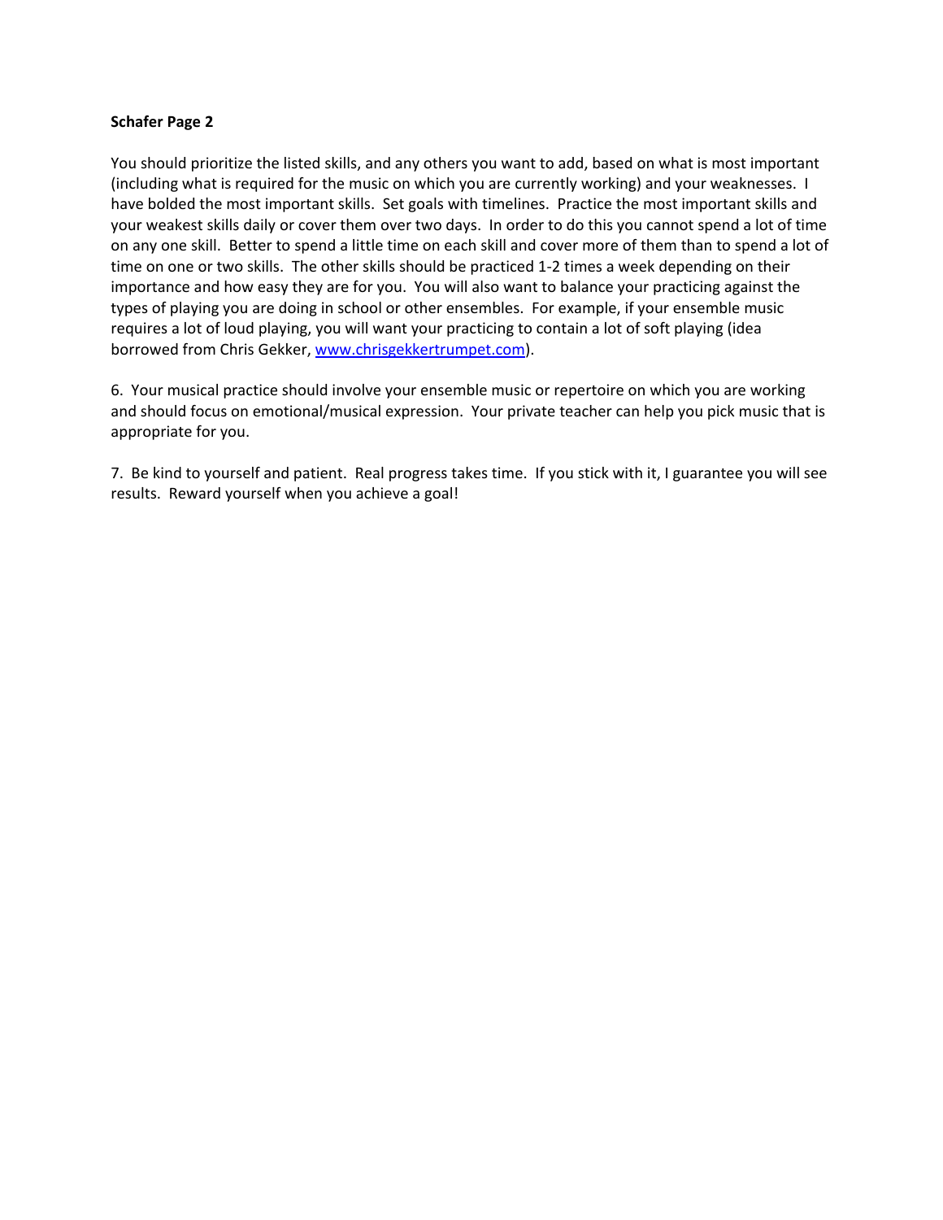You should prioritize the listed skills, and any others you want to add, based on what is most important (including what is required for the music on which you are currently working) and your weaknesses. I have bolded the most important skills. Set goals with timelines. Practice the most important skills and your weakest skills daily or cover them over two days. In order to do this you cannot spend a lot of time on any one skill. Better to spend a little time on each skill and cover more of them than to spend a lot of time on one or two skills. The other skills should be practiced 1-2 times a week depending on their importance and how easy they are for you. You will also want to balance your practicing against the types of playing you are doing in school or other ensembles. For example, if your ensemble music requires a lot of loud playing, you will want your practicing to contain a lot of soft playing (idea borrowed from Chris Gekker, [www.chrisgekkertrumpet.com](http://www.chrisgekkertrumpet.com)).

6. Your musical practice should involve your ensemble music or repertoire on which you are working and should focus on emotional/musical expression. Your private teacher can help you pick music that is appropriate for you.

7. Be kind to yourself and patient. Real progress takes time. If you stick with it, I guarantee you will see results. Reward yourself when you achieve a goal!